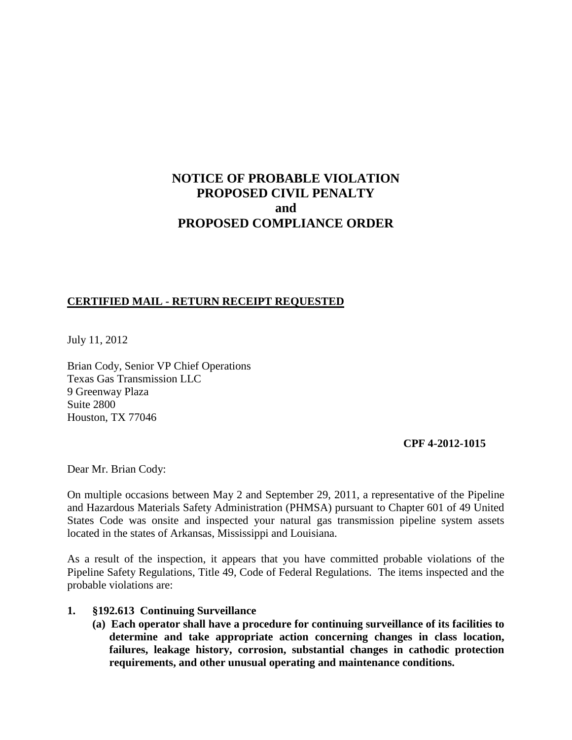# NOTICE OF PROBABLE VIOLATION
# PROPOSED CIVIL PENALTY
# and
# PROPOSED COMPLIANCE ORDER

**CERTIFIED MAIL - RETURN RECEIPT REQUESTED**

July 11, 2012

Brian Cody, Senior VP Chief Operations
Texas Gas Transmission LLC
9 Greenway Plaza
Suite 2800
Houston, TX 77046

**CPF 4-2012-1015**

Dear Mr. Brian Cody:

On multiple occasions between May 2 and September 29, 2011, a representative of the Pipeline and Hazardous Materials Safety Administration (PHMSA) pursuant to Chapter 601 of 49 United States Code was onsite and inspected your natural gas transmission pipeline system assets located in the states of Arkansas, Mississippi and Louisiana.

As a result of the inspection, it appears that you have committed probable violations of the Pipeline Safety Regulations, Title 49, Code of Federal Regulations. The items inspected and the probable violations are:

1. **§192.613 Continuing Surveillance**
   **(a) Each operator shall have a procedure for continuing surveillance of its facilities to determine and take appropriate action concerning changes in class location, failures, leakage history, corrosion, substantial changes in cathodic protection requirements, and other unusual operating and maintenance conditions.**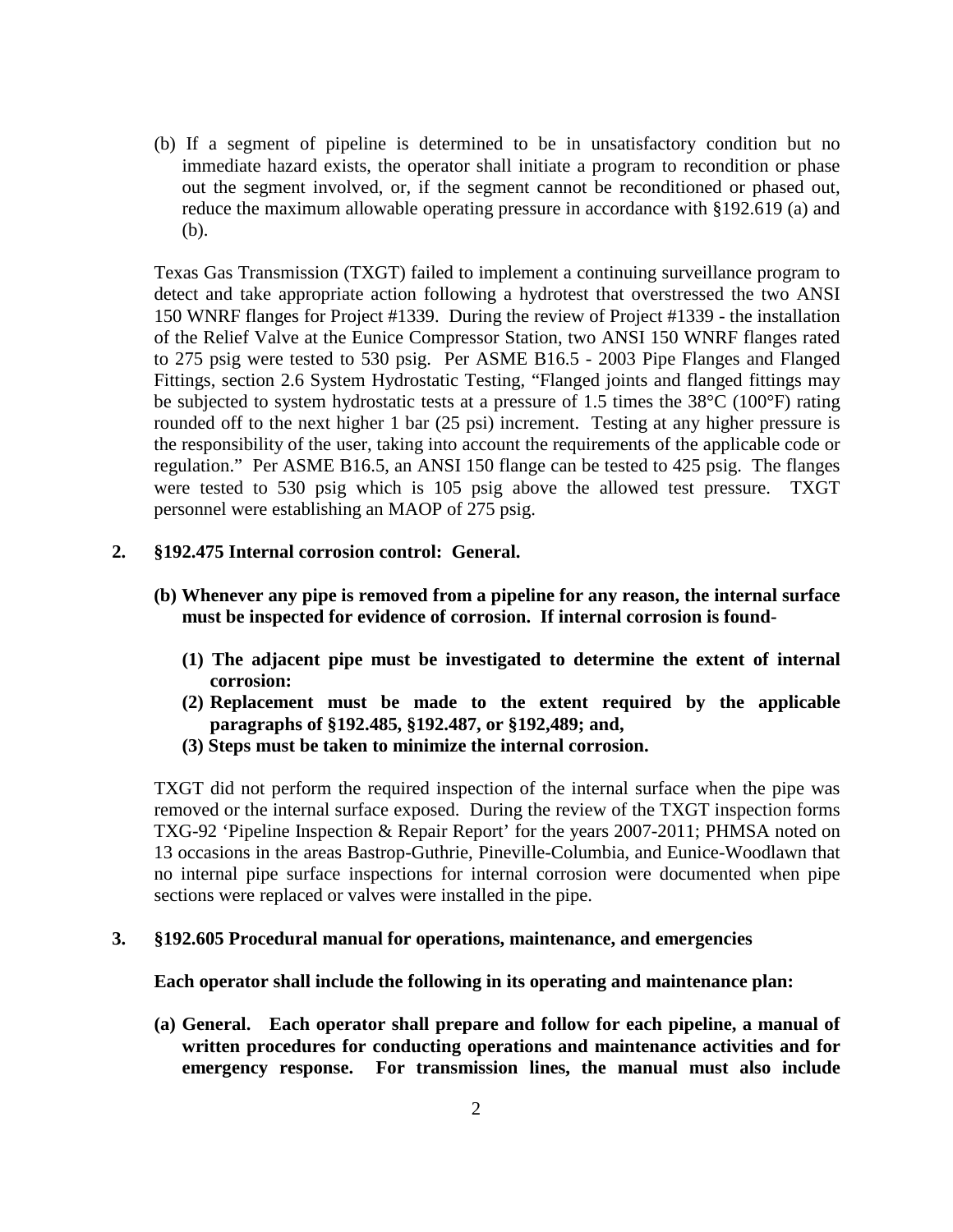(b) If a segment of pipeline is determined to be in unsatisfactory condition but no immediate hazard exists, the operator shall initiate a program to recondition or phase out the segment involved, or, if the segment cannot be reconditioned or phased out, reduce the maximum allowable operating pressure in accordance with §192.619 (a) and (b).

Texas Gas Transmission (TXGT) failed to implement a continuing surveillance program to detect and take appropriate action following a hydrotest that overstressed the two ANSI 150 WNRF flanges for Project #1339. During the review of Project #1339 - the installation of the Relief Valve at the Eunice Compressor Station, two ANSI 150 WNRF flanges rated to 275 psig were tested to 530 psig. Per ASME B16.5 - 2003 Pipe Flanges and Flanged Fittings, section 2.6 System Hydrostatic Testing, "Flanged joints and flanged fittings may be subjected to system hydrostatic tests at a pressure of 1.5 times the 38°C (100°F) rating rounded off to the next higher 1 bar (25 psi) increment. Testing at any higher pressure is the responsibility of the user, taking into account the requirements of the applicable code or regulation." Per ASME B16.5, an ANSI 150 flange can be tested to 425 psig. The flanges were tested to 530 psig which is 105 psig above the allowed test pressure. TXGT personnel were establishing an MAOP of 275 psig.

**2. §192.475 Internal corrosion control: General.**

**(b) Whenever any pipe is removed from a pipeline for any reason, the internal surface must be inspected for evidence of corrosion. If internal corrosion is found-**

**(1) The adjacent pipe must be investigated to determine the extent of internal corrosion:**

**(2) Replacement must be made to the extent required by the applicable paragraphs of §192.485, §192.487, or §192,489; and,**

**(3) Steps must be taken to minimize the internal corrosion.**

TXGT did not perform the required inspection of the internal surface when the pipe was removed or the internal surface exposed. During the review of the TXGT inspection forms TXG-92 'Pipeline Inspection & Repair Report' for the years 2007-2011; PHMSA noted on 13 occasions in the areas Bastrop-Guthrie, Pineville-Columbia, and Eunice-Woodlawn that no internal pipe surface inspections for internal corrosion were documented when pipe sections were replaced or valves were installed in the pipe.

**3. §192.605 Procedural manual for operations, maintenance, and emergencies**

**Each operator shall include the following in its operating and maintenance plan:**

**(a) General. Each operator shall prepare and follow for each pipeline, a manual of written procedures for conducting operations and maintenance activities and for emergency response. For transmission lines, the manual must also include**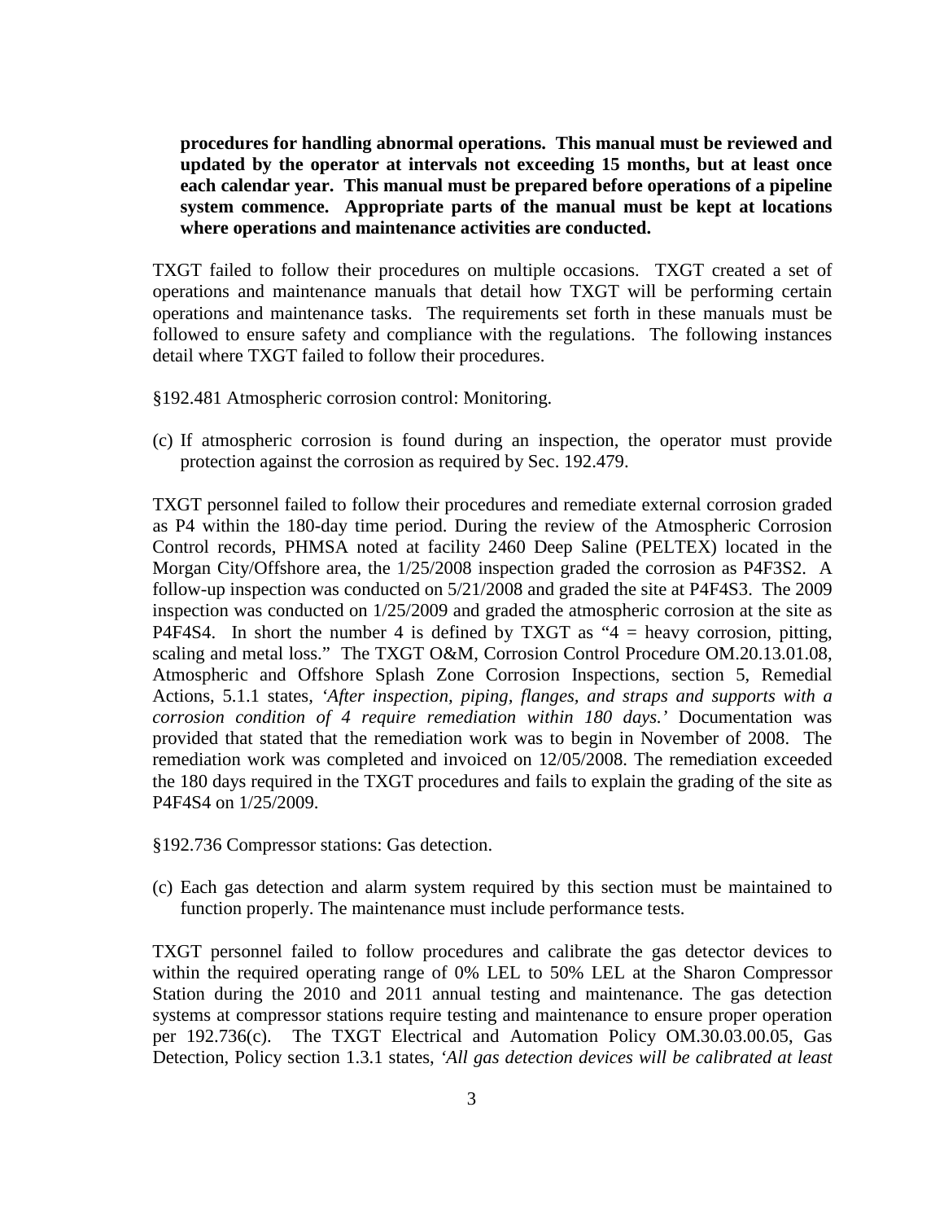**procedures for handling abnormal operations. This manual must be reviewed and updated by the operator at intervals not exceeding 15 months, but at least once each calendar year. This manual must be prepared before operations of a pipeline system commence. Appropriate parts of the manual must be kept at locations where operations and maintenance activities are conducted.**

TXGT failed to follow their procedures on multiple occasions. TXGT created a set of operations and maintenance manuals that detail how TXGT will be performing certain operations and maintenance tasks. The requirements set forth in these manuals must be followed to ensure safety and compliance with the regulations. The following instances detail where TXGT failed to follow their procedures.

§192.481 Atmospheric corrosion control: Monitoring.

(c) If atmospheric corrosion is found during an inspection, the operator must provide protection against the corrosion as required by Sec. 192.479.

TXGT personnel failed to follow their procedures and remediate external corrosion graded as P4 within the 180-day time period. During the review of the Atmospheric Corrosion Control records, PHMSA noted at facility 2460 Deep Saline (PELTEX) located in the Morgan City/Offshore area, the 1/25/2008 inspection graded the corrosion as P4F3S2. A follow-up inspection was conducted on 5/21/2008 and graded the site at P4F4S3. The 2009 inspection was conducted on 1/25/2009 and graded the atmospheric corrosion at the site as P4F4S4. In short the number 4 is defined by TXGT as "4 = heavy corrosion, pitting, scaling and metal loss." The TXGT O&M, Corrosion Control Procedure OM.20.13.01.08, Atmospheric and Offshore Splash Zone Corrosion Inspections, section 5, Remedial Actions, 5.1.1 states, *'After inspection, piping, flanges, and straps and supports with a corrosion condition of 4 require remediation within 180 days.'* Documentation was provided that stated that the remediation work was to begin in November of 2008. The remediation work was completed and invoiced on 12/05/2008. The remediation exceeded the 180 days required in the TXGT procedures and fails to explain the grading of the site as P4F4S4 on 1/25/2009.

§192.736 Compressor stations: Gas detection.

(c) Each gas detection and alarm system required by this section must be maintained to function properly. The maintenance must include performance tests.

TXGT personnel failed to follow procedures and calibrate the gas detector devices to within the required operating range of 0% LEL to 50% LEL at the Sharon Compressor Station during the 2010 and 2011 annual testing and maintenance. The gas detection systems at compressor stations require testing and maintenance to ensure proper operation per 192.736(c). The TXGT Electrical and Automation Policy OM.30.03.00.05, Gas Detection, Policy section 1.3.1 states, *'All gas detection devices will be calibrated at least*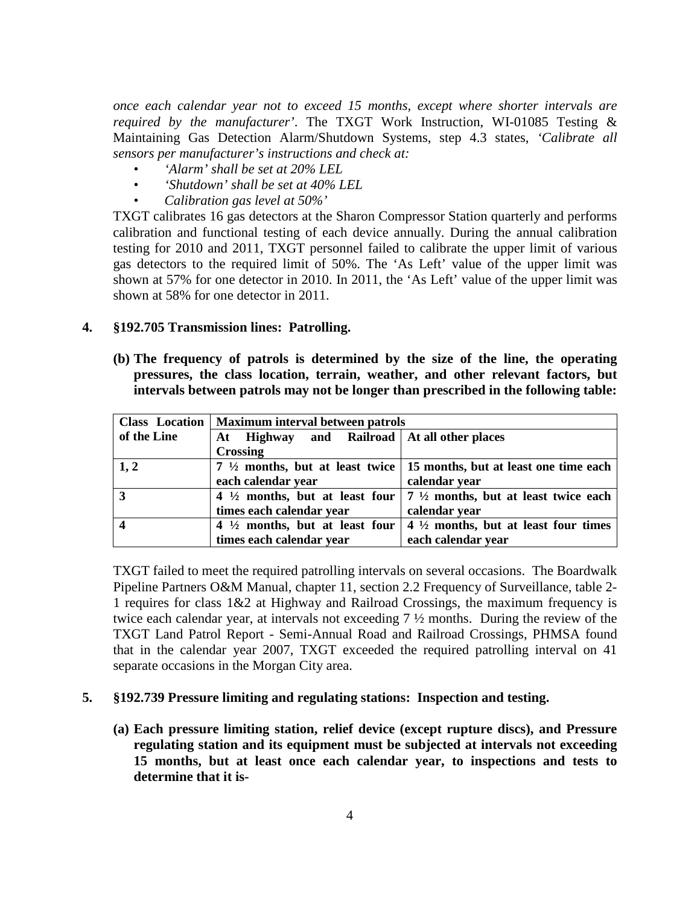*once each calendar year not to exceed 15 months, except where shorter intervals are required by the manufacturer'*. The TXGT Work Instruction, WI-01085 Testing & Maintaining Gas Detection Alarm/Shutdown Systems, step 4.3 states, *'Calibrate all sensors per manufacturer's instructions and check at:*

- *'Alarm' shall be set at 20% LEL*
- *'Shutdown' shall be set at 40% LEL*
- *Calibration gas level at 50%'*

TXGT calibrates 16 gas detectors at the Sharon Compressor Station quarterly and performs calibration and functional testing of each device annually. During the annual calibration testing for 2010 and 2011, TXGT personnel failed to calibrate the upper limit of various gas detectors to the required limit of 50%. The 'As Left' value of the upper limit was shown at 57% for one detector in 2010. In 2011, the 'As Left' value of the upper limit was shown at 58% for one detector in 2011.

**4. §192.705 Transmission lines: Patrolling.**

**(b) The frequency of patrols is determined by the size of the line, the operating pressures, the class location, terrain, weather, and other relevant factors, but intervals between patrols may not be longer than prescribed in the following table:**

| **Class Location of the Line** | **Maximum interval between patrols** | |
|---|---|---|
| | **At Highway and Railroad Crossing** | **At all other places** |
| **1, 2** | **7 ½ months, but at least twice each calendar year** | **15 months, but at least one time each calendar year** |
| **3** | **4 ½ months, but at least four times each calendar year** | **7 ½ months, but at least twice each calendar year** |
| **4** | **4 ½ months, but at least four times each calendar year** | **4 ½ months, but at least four times each calendar year** |

TXGT failed to meet the required patrolling intervals on several occasions. The Boardwalk Pipeline Partners O&M Manual, chapter 11, section 2.2 Frequency of Surveillance, table 2-1 requires for class 1&2 at Highway and Railroad Crossings, the maximum frequency is twice each calendar year, at intervals not exceeding 7 ½ months. During the review of the TXGT Land Patrol Report - Semi-Annual Road and Railroad Crossings, PHMSA found that in the calendar year 2007, TXGT exceeded the required patrolling interval on 41 separate occasions in the Morgan City area.

**5. §192.739 Pressure limiting and regulating stations: Inspection and testing.**

**(a) Each pressure limiting station, relief device (except rupture discs), and Pressure regulating station and its equipment must be subjected at intervals not exceeding 15 months, but at least once each calendar year, to inspections and tests to determine that it is-**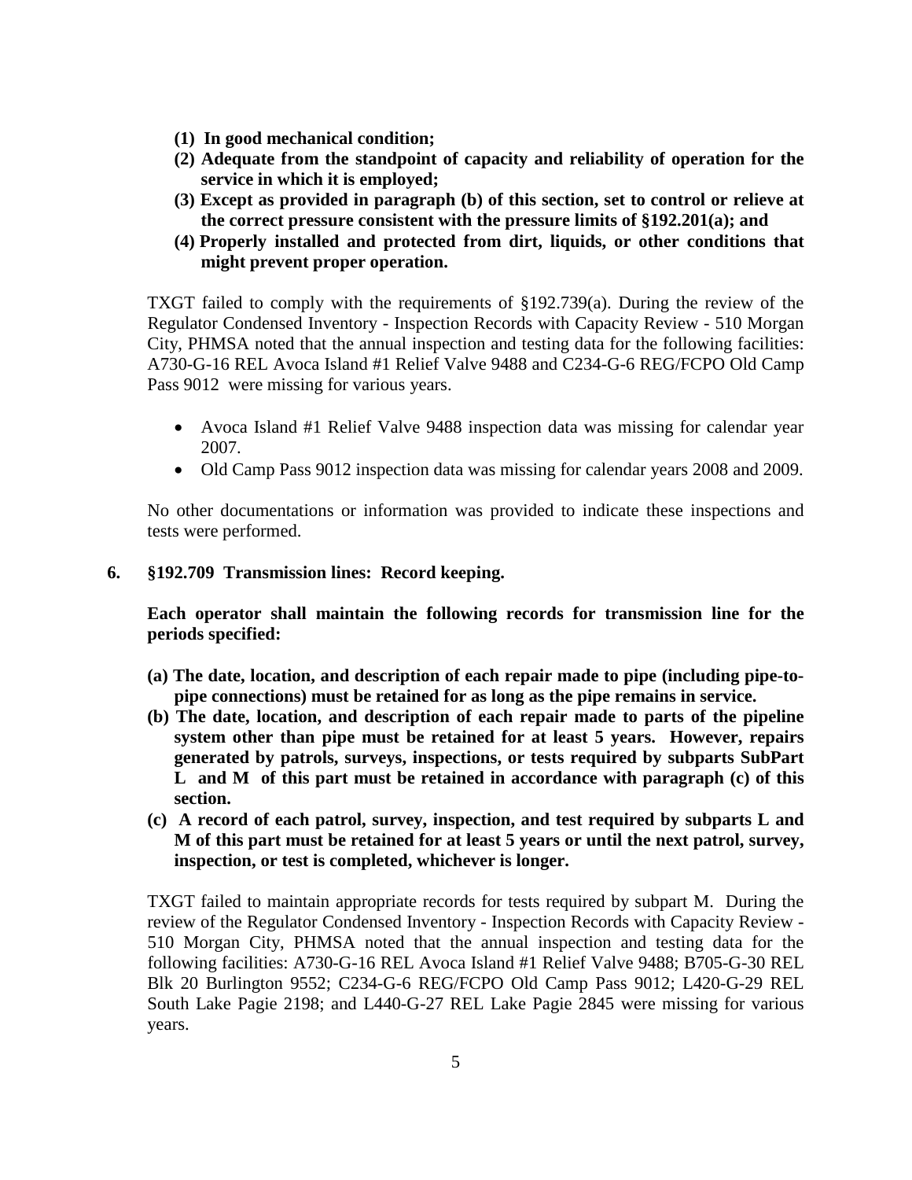**(1) In good mechanical condition;**

**(2) Adequate from the standpoint of capacity and reliability of operation for the service in which it is employed;**

**(3) Except as provided in paragraph (b) of this section, set to control or relieve at the correct pressure consistent with the pressure limits of §192.201(a); and**

**(4) Properly installed and protected from dirt, liquids, or other conditions that might prevent proper operation.**

TXGT failed to comply with the requirements of §192.739(a). During the review of the Regulator Condensed Inventory - Inspection Records with Capacity Review - 510 Morgan City, PHMSA noted that the annual inspection and testing data for the following facilities: A730-G-16 REL Avoca Island #1 Relief Valve 9488 and C234-G-6 REG/FCPO Old Camp Pass 9012 were missing for various years.

- Avoca Island #1 Relief Valve 9488 inspection data was missing for calendar year 2007.
- Old Camp Pass 9012 inspection data was missing for calendar years 2008 and 2009.

No other documentations or information was provided to indicate these inspections and tests were performed.

**6. §192.709 Transmission lines: Record keeping.**

**Each operator shall maintain the following records for transmission line for the periods specified:**

**(a) The date, location, and description of each repair made to pipe (including pipe-to-pipe connections) must be retained for as long as the pipe remains in service.**

**(b) The date, location, and description of each repair made to parts of the pipeline system other than pipe must be retained for at least 5 years. However, repairs generated by patrols, surveys, inspections, or tests required by subparts SubPart L and M of this part must be retained in accordance with paragraph (c) of this section.**

**(c) A record of each patrol, survey, inspection, and test required by subparts L and M of this part must be retained for at least 5 years or until the next patrol, survey, inspection, or test is completed, whichever is longer.**

TXGT failed to maintain appropriate records for tests required by subpart M. During the review of the Regulator Condensed Inventory - Inspection Records with Capacity Review - 510 Morgan City, PHMSA noted that the annual inspection and testing data for the following facilities: A730-G-16 REL Avoca Island #1 Relief Valve 9488; B705-G-30 REL Blk 20 Burlington 9552; C234-G-6 REG/FCPO Old Camp Pass 9012; L420-G-29 REL South Lake Pagie 2198; and L440-G-27 REL Lake Pagie 2845 were missing for various years.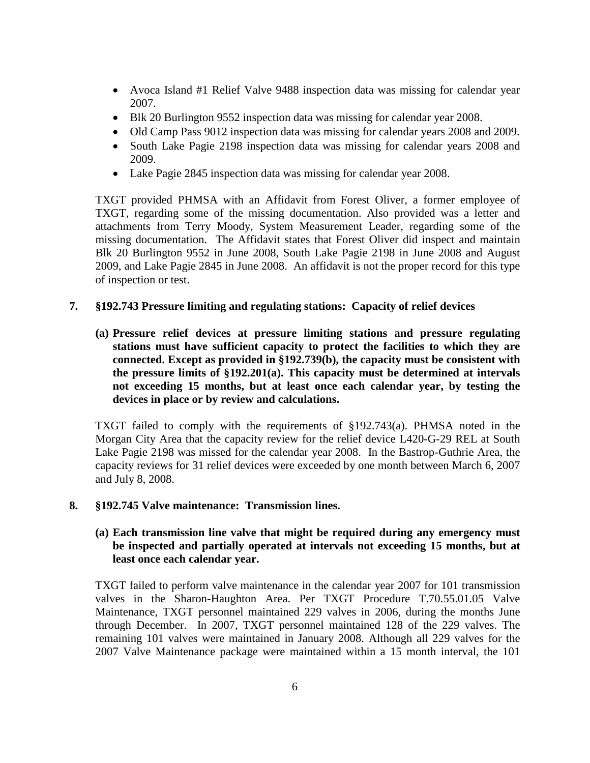- Avoca Island #1 Relief Valve 9488 inspection data was missing for calendar year 2007.
- Blk 20 Burlington 9552 inspection data was missing for calendar year 2008.
- Old Camp Pass 9012 inspection data was missing for calendar years 2008 and 2009.
- South Lake Pagie 2198 inspection data was missing for calendar years 2008 and 2009.
- Lake Pagie 2845 inspection data was missing for calendar year 2008.

TXGT provided PHMSA with an Affidavit from Forest Oliver, a former employee of TXGT, regarding some of the missing documentation. Also provided was a letter and attachments from Terry Moody, System Measurement Leader, regarding some of the missing documentation. The Affidavit states that Forest Oliver did inspect and maintain Blk 20 Burlington 9552 in June 2008, South Lake Pagie 2198 in June 2008 and August 2009, and Lake Pagie 2845 in June 2008. An affidavit is not the proper record for this type of inspection or test.

**7. §192.743 Pressure limiting and regulating stations: Capacity of relief devices**

**(a) Pressure relief devices at pressure limiting stations and pressure regulating stations must have sufficient capacity to protect the facilities to which they are connected. Except as provided in §192.739(b), the capacity must be consistent with the pressure limits of §192.201(a). This capacity must be determined at intervals not exceeding 15 months, but at least once each calendar year, by testing the devices in place or by review and calculations.**

TXGT failed to comply with the requirements of §192.743(a). PHMSA noted in the Morgan City Area that the capacity review for the relief device L420-G-29 REL at South Lake Pagie 2198 was missed for the calendar year 2008. In the Bastrop-Guthrie Area, the capacity reviews for 31 relief devices were exceeded by one month between March 6, 2007 and July 8, 2008.

**8. §192.745 Valve maintenance: Transmission lines.**

**(a) Each transmission line valve that might be required during any emergency must be inspected and partially operated at intervals not exceeding 15 months, but at least once each calendar year.**

TXGT failed to perform valve maintenance in the calendar year 2007 for 101 transmission valves in the Sharon-Haughton Area. Per TXGT Procedure T.70.55.01.05 Valve Maintenance, TXGT personnel maintained 229 valves in 2006, during the months June through December. In 2007, TXGT personnel maintained 128 of the 229 valves. The remaining 101 valves were maintained in January 2008. Although all 229 valves for the 2007 Valve Maintenance package were maintained within a 15 month interval, the 101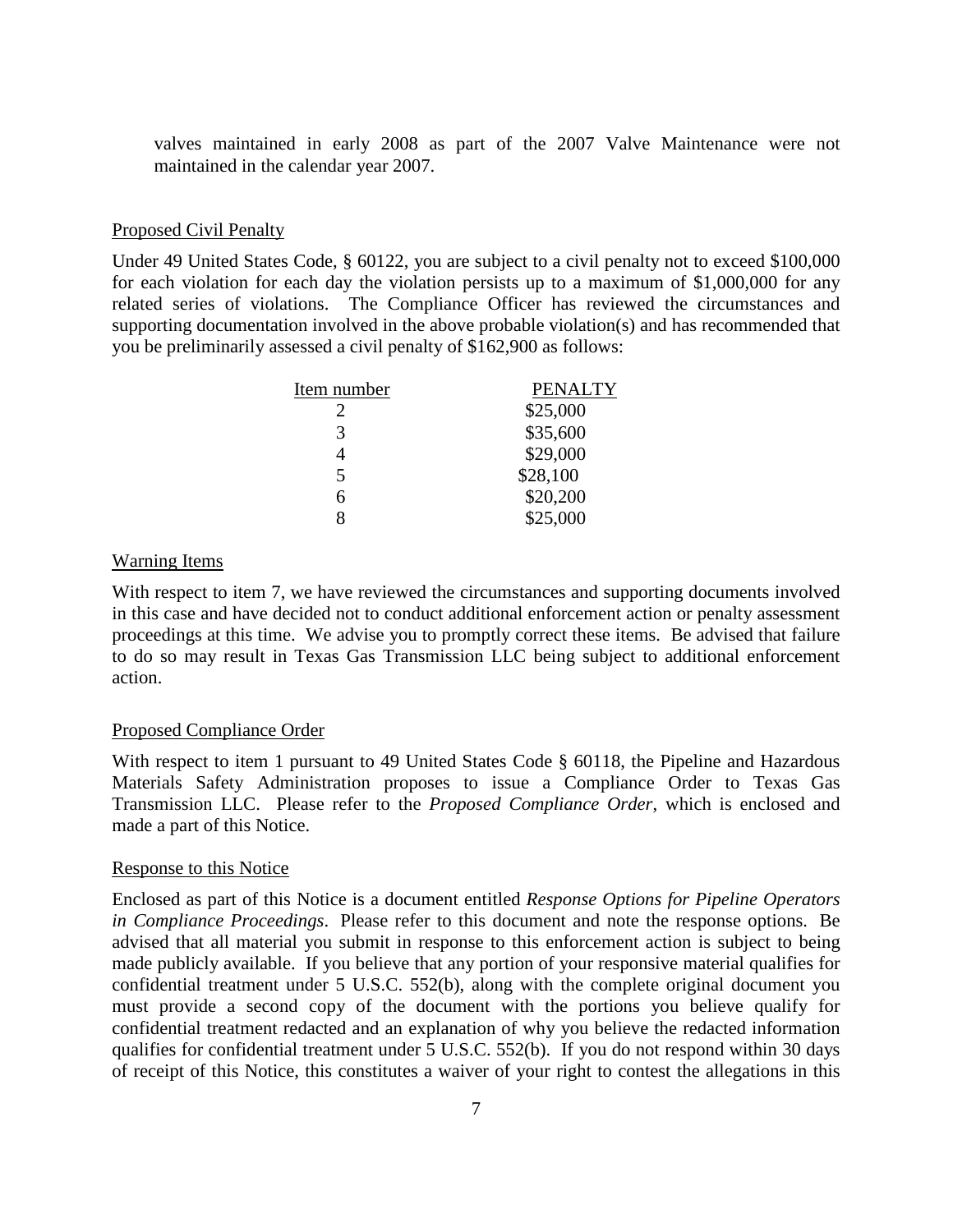valves maintained in early 2008 as part of the 2007 Valve Maintenance were not maintained in the calendar year 2007.

Proposed Civil Penalty

Under 49 United States Code, § 60122, you are subject to a civil penalty not to exceed $100,000 for each violation for each day the violation persists up to a maximum of $1,000,000 for any related series of violations. The Compliance Officer has reviewed the circumstances and supporting documentation involved in the above probable violation(s) and has recommended that you be preliminarily assessed a civil penalty of $162,900 as follows:

| Item number | PENALTY |
|---|---|
| 2 | $25,000 |
| 3 | $35,600 |
| 4 | $29,000 |
| 5 | $28,100 |
| 6 | $20,200 |
| 8 | $25,000 |

Warning Items

With respect to item 7, we have reviewed the circumstances and supporting documents involved in this case and have decided not to conduct additional enforcement action or penalty assessment proceedings at this time. We advise you to promptly correct these items. Be advised that failure to do so may result in Texas Gas Transmission LLC being subject to additional enforcement action.

Proposed Compliance Order

With respect to item 1 pursuant to 49 United States Code § 60118, the Pipeline and Hazardous Materials Safety Administration proposes to issue a Compliance Order to Texas Gas Transmission LLC. Please refer to the *Proposed Compliance Order*, which is enclosed and made a part of this Notice.

Response to this Notice

Enclosed as part of this Notice is a document entitled *Response Options for Pipeline Operators in Compliance Proceedings*. Please refer to this document and note the response options. Be advised that all material you submit in response to this enforcement action is subject to being made publicly available. If you believe that any portion of your responsive material qualifies for confidential treatment under 5 U.S.C. 552(b), along with the complete original document you must provide a second copy of the document with the portions you believe qualify for confidential treatment redacted and an explanation of why you believe the redacted information qualifies for confidential treatment under 5 U.S.C. 552(b). If you do not respond within 30 days of receipt of this Notice, this constitutes a waiver of your right to contest the allegations in this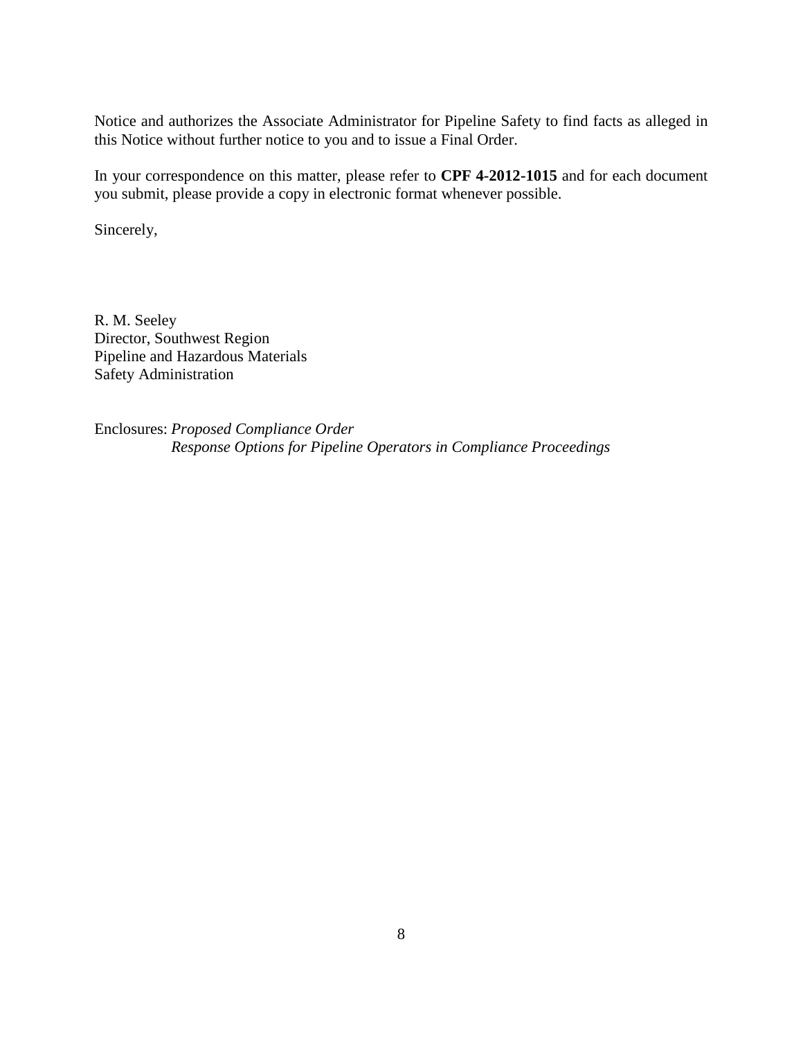Notice and authorizes the Associate Administrator for Pipeline Safety to find facts as alleged in this Notice without further notice to you and to issue a Final Order.

In your correspondence on this matter, please refer to **CPF 4-2012-1015** and for each document you submit, please provide a copy in electronic format whenever possible.

Sincerely,

R. M. Seeley
Director, Southwest Region
Pipeline and Hazardous Materials
Safety Administration

Enclosures: *Proposed Compliance Order*
*Response Options for Pipeline Operators in Compliance Proceedings*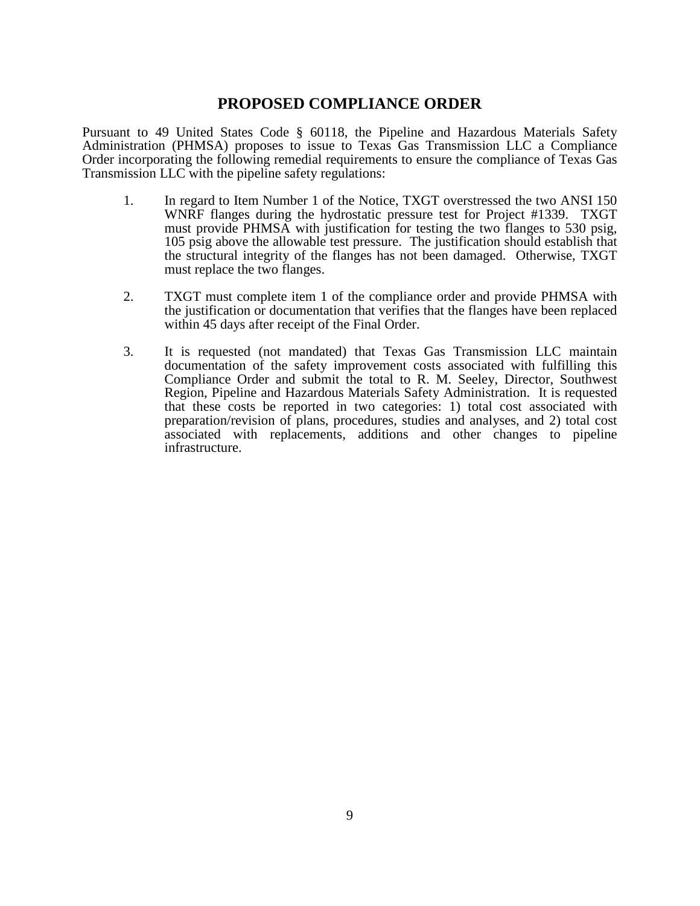# PROPOSED COMPLIANCE ORDER

Pursuant to 49 United States Code § 60118, the Pipeline and Hazardous Materials Safety Administration (PHMSA) proposes to issue to Texas Gas Transmission LLC a Compliance Order incorporating the following remedial requirements to ensure the compliance of Texas Gas Transmission LLC with the pipeline safety regulations:

1. In regard to Item Number 1 of the Notice, TXGT overstressed the two ANSI 150 WNRF flanges during the hydrostatic pressure test for Project #1339. TXGT must provide PHMSA with justification for testing the two flanges to 530 psig, 105 psig above the allowable test pressure. The justification should establish that the structural integrity of the flanges has not been damaged. Otherwise, TXGT must replace the two flanges.

2. TXGT must complete item 1 of the compliance order and provide PHMSA with the justification or documentation that verifies that the flanges have been replaced within 45 days after receipt of the Final Order.

3. It is requested (not mandated) that Texas Gas Transmission LLC maintain documentation of the safety improvement costs associated with fulfilling this Compliance Order and submit the total to R. M. Seeley, Director, Southwest Region, Pipeline and Hazardous Materials Safety Administration. It is requested that these costs be reported in two categories: 1) total cost associated with preparation/revision of plans, procedures, studies and analyses, and 2) total cost associated with replacements, additions and other changes to pipeline infrastructure.